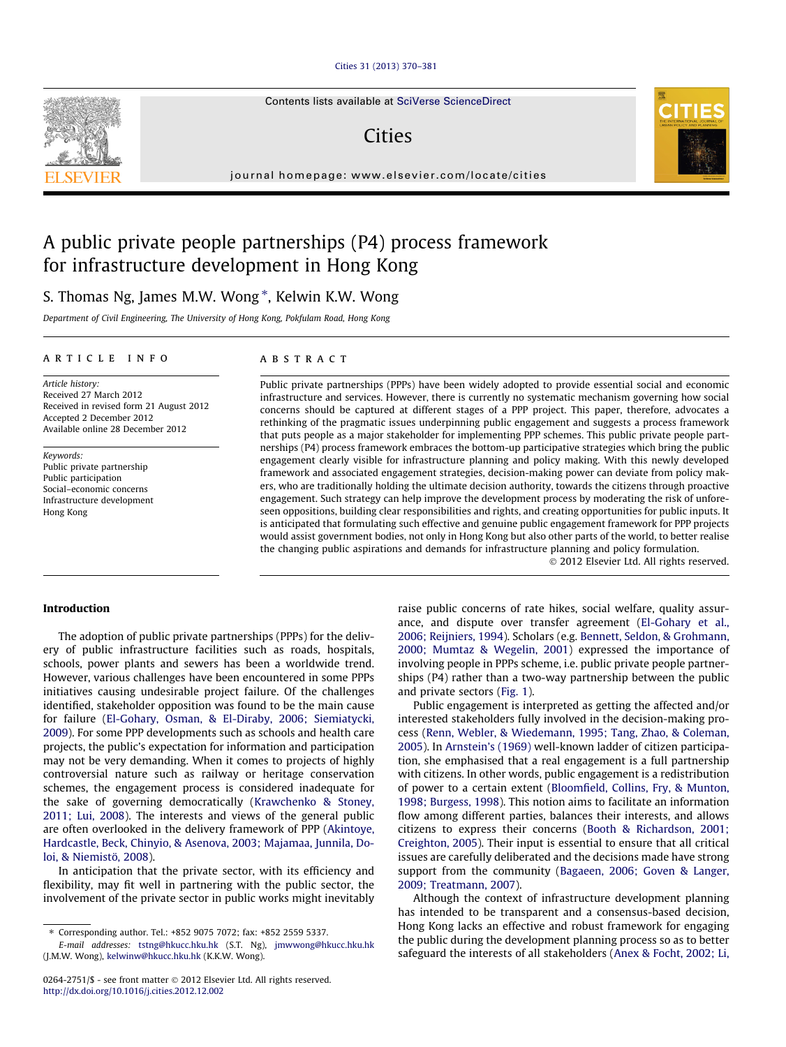# A public private people partnerships (P4) process framework for infrastructure development in Hong Kong

S. Thomas Ng, James M.W. Wong *, Kelwin K.W. Wong

*Department of Civil Engineering, The University of Hong Kong, Pokfulam Road, Hong Kong*

## ARTICLE INFO

*Article history:*
Received 27 March 2012
Received in revised form 21 August 2012
Accepted 2 December 2012
Available online 28 December 2012

*Keywords:*
Public private partnership
Public participation
Social–economic concerns
Infrastructure development
Hong Kong

## ABSTRACT

Public private partnerships (PPPs) have been widely adopted to provide essential social and economic infrastructure and services. However, there is currently no systematic mechanism governing how social concerns should be captured at different stages of a PPP project. This paper, therefore, advocates a rethinking of the pragmatic issues underpinning public engagement and suggests a process framework that puts people as a major stakeholder for implementing PPP schemes. This public private people partnerships (P4) process framework embraces the bottom-up participative strategies which bring the public engagement clearly visible for infrastructure planning and policy making. With this newly developed framework and associated engagement strategies, decision-making power can deviate from policy makers, who are traditionally holding the ultimate decision authority, towards the citizens through proactive engagement. Such strategy can help improve the development process by moderating the risk of unforeseen oppositions, building clear responsibilities and rights, and creating opportunities for public inputs. It is anticipated that formulating such effective and genuine public engagement framework for PPP projects would assist government bodies, not only in Hong Kong but also other parts of the world, to better realise the changing public aspirations and demands for infrastructure planning and policy formulation.

© 2012 Elsevier Ltd. All rights reserved.

## Introduction

The adoption of public private partnerships (PPPs) for the delivery of public infrastructure facilities such as roads, hospitals, schools, power plants and sewers has been a worldwide trend. However, various challenges have been encountered in some PPPs initiatives causing undesirable project failure. Of the challenges identified, stakeholder opposition was found to be the main cause for failure (El-Gohary, Osman, & El-Diraby, 2006; Siemiatycki, 2009). For some PPP developments such as schools and health care projects, the public's expectation for information and participation may not be very demanding. When it comes to projects of highly controversial nature such as railway or heritage conservation schemes, the engagement process is considered inadequate for the sake of governing democratically (Krawchenko & Stoney, 2011; Lui, 2008). The interests and views of the general public are often overlooked in the delivery framework of PPP (Akintoye, Hardcastle, Beck, Chinyio, & Asenova, 2003; Majamaa, Junnila, Doloi, & Niemistö, 2008).

In anticipation that the private sector, with its efficiency and flexibility, may fit well in partnering with the public sector, the involvement of the private sector in public works might inevitably raise public concerns of rate hikes, social welfare, quality assurance, and dispute over transfer agreement (El-Gohary et al., 2006; Reijniers, 1994). Scholars (e.g. Bennett, Seldon, & Grohmann, 2000; Mumtaz & Wegelin, 2001) expressed the importance of involving people in PPPs scheme, i.e. public private people partnerships (P4) rather than a two-way partnership between the public and private sectors (Fig. 1).

Public engagement is interpreted as getting the affected and/or interested stakeholders fully involved in the decision-making process (Renn, Webler, & Wiedemann, 1995; Tang, Zhao, & Coleman, 2005). In Arnstein's (1969) well-known ladder of citizen participation, she emphasised that a real engagement is a full partnership with citizens. In other words, public engagement is a redistribution of power to a certain extent (Bloomfield, Collins, Fry, & Munton, 1998; Burgess, 1998). This notion aims to facilitate an information flow among different parties, balances their interests, and allows citizens to express their concerns (Booth & Richardson, 2001; Creighton, 2005). Their input is essential to ensure that all critical issues are carefully deliberated and the decisions made have strong support from the community (Bagaeen, 2006; Goven & Langer, 2009; Treatmann, 2007).

Although the context of infrastructure development planning has intended to be transparent and a consensus-based decision, Hong Kong lacks an effective and robust framework for engaging the public during the development planning process so as to better safeguard the interests of all stakeholders (Anex & Focht, 2002; Li,

* Corresponding author. Tel.: +852 9075 7072; fax: +852 2559 5337.
E-mail addresses: tstng@hkucc.hku.hk (S.T. Ng), jmwwong@hkucc.hku.hk (J.M.W. Wong), kelwinw@hkucc.hku.hk (K.K.W. Wong).

0264-2751/$ - see front matter © 2012 Elsevier Ltd. All rights reserved.
http://dx.doi.org/10.1016/j.cities.2012.12.002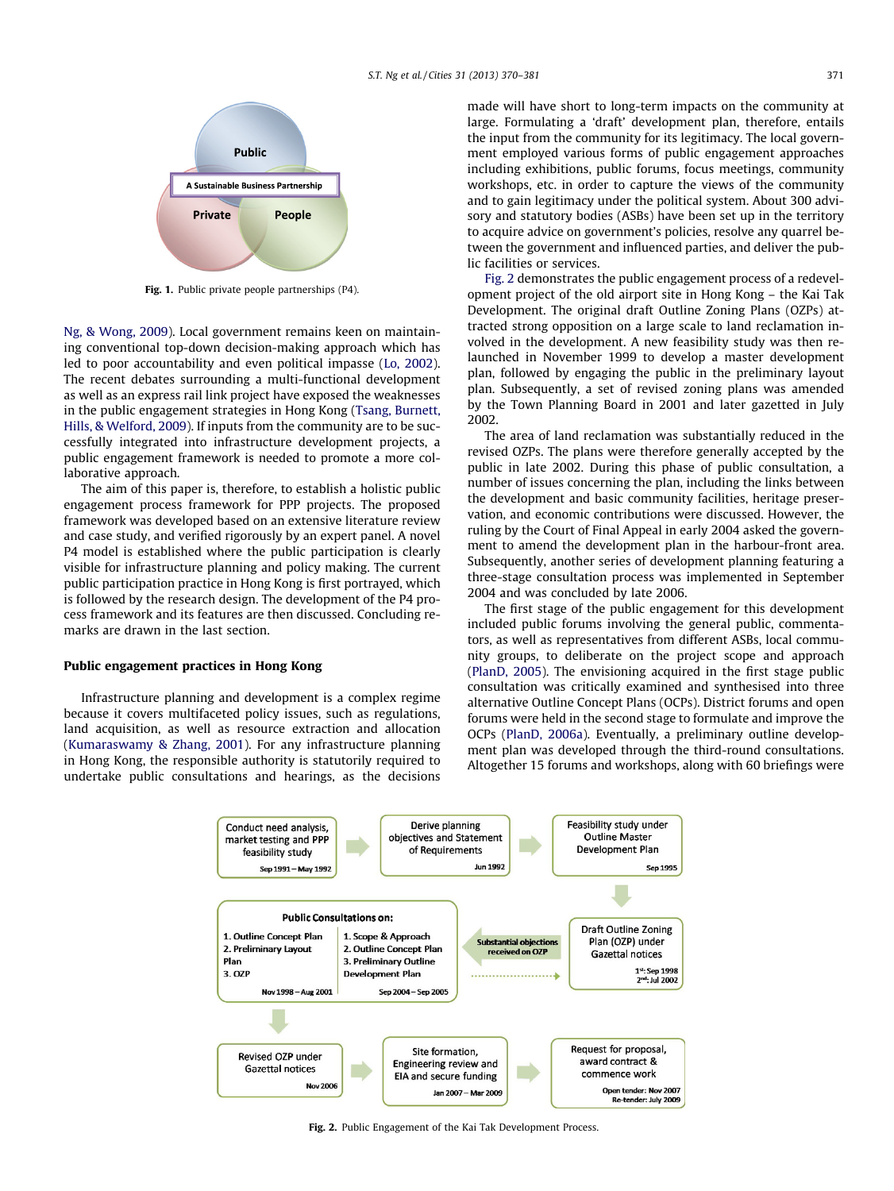Fig. 1. Public private people partnerships (P4).

Ng, & Wong, 2009). Local government remains keen on maintaining conventional top-down decision-making approach which has led to poor accountability and even political impasse (Lo, 2002). The recent debates surrounding a multi-functional development as well as an express rail link project have exposed the weaknesses in the public engagement strategies in Hong Kong (Tsang, Burnett, Hills, & Welford, 2009). If inputs from the community are to be successfully integrated into infrastructure development projects, a public engagement framework is needed to promote a more collaborative approach.

The aim of this paper is, therefore, to establish a holistic public engagement process framework for PPP projects. The proposed framework was developed based on an extensive literature review and case study, and verified rigorously by an expert panel. A novel P4 model is established where the public participation is clearly visible for infrastructure planning and policy making. The current public participation practice in Hong Kong is first portrayed, which is followed by the research design. The development of the P4 process framework and its features are then discussed. Concluding remarks are drawn in the last section.

## Public engagement practices in Hong Kong

Infrastructure planning and development is a complex regime because it covers multifaceted policy issues, such as regulations, land acquisition, as well as resource extraction and allocation (Kumaraswamy & Zhang, 2001). For any infrastructure planning in Hong Kong, the responsible authority is statutorily required to undertake public consultations and hearings, as the decisions made will have short to long-term impacts on the community at large. Formulating a 'draft' development plan, therefore, entails the input from the community for its legitimacy. The local government employed various forms of public engagement approaches including exhibitions, public forums, focus meetings, community workshops, etc. in order to capture the views of the community and to gain legitimacy under the political system. About 300 advisory and statutory bodies (ASBs) have been set up in the territory to acquire advice on government's policies, resolve any quarrel between the government and influenced parties, and deliver the public facilities or services.

Fig. 2 demonstrates the public engagement process of a redevelopment project of the old airport site in Hong Kong – the Kai Tak Development. The original draft Outline Zoning Plans (OZPs) attracted strong opposition on a large scale to land reclamation involved in the development. A new feasibility study was then relaunched in November 1999 to develop a master development plan, followed by engaging the public in the preliminary layout plan. Subsequently, a set of revised zoning plans was amended by the Town Planning Board in 2001 and later gazetted in July 2002.

The area of land reclamation was substantially reduced in the revised OZPs. The plans were therefore generally accepted by the public in late 2002. During this phase of public consultation, a number of issues concerning the plan, including the links between the development and basic community facilities, heritage preservation, and economic contributions were discussed. However, the ruling by the Court of Final Appeal in early 2004 asked the government to amend the development plan in the harbour-front area. Subsequently, another series of development planning featuring a three-stage consultation process was implemented in September 2004 and was concluded by late 2006.

The first stage of the public engagement for this development included public forums involving the general public, commentators, as well as representatives from different ASBs, local community groups, to deliberate on the project scope and approach (PlanD, 2005). The envisioning acquired in the first stage public consultation was critically examined and synthesised into three alternative Outline Concept Plans (OCPs). District forums and open forums were held in the second stage to formulate and improve the OCPs (PlanD, 2006a). Eventually, a preliminary outline development plan was developed through the third-round consultations. Altogether 15 forums and workshops, along with 60 briefings were

Fig. 2. Public Engagement of the Kai Tak Development Process.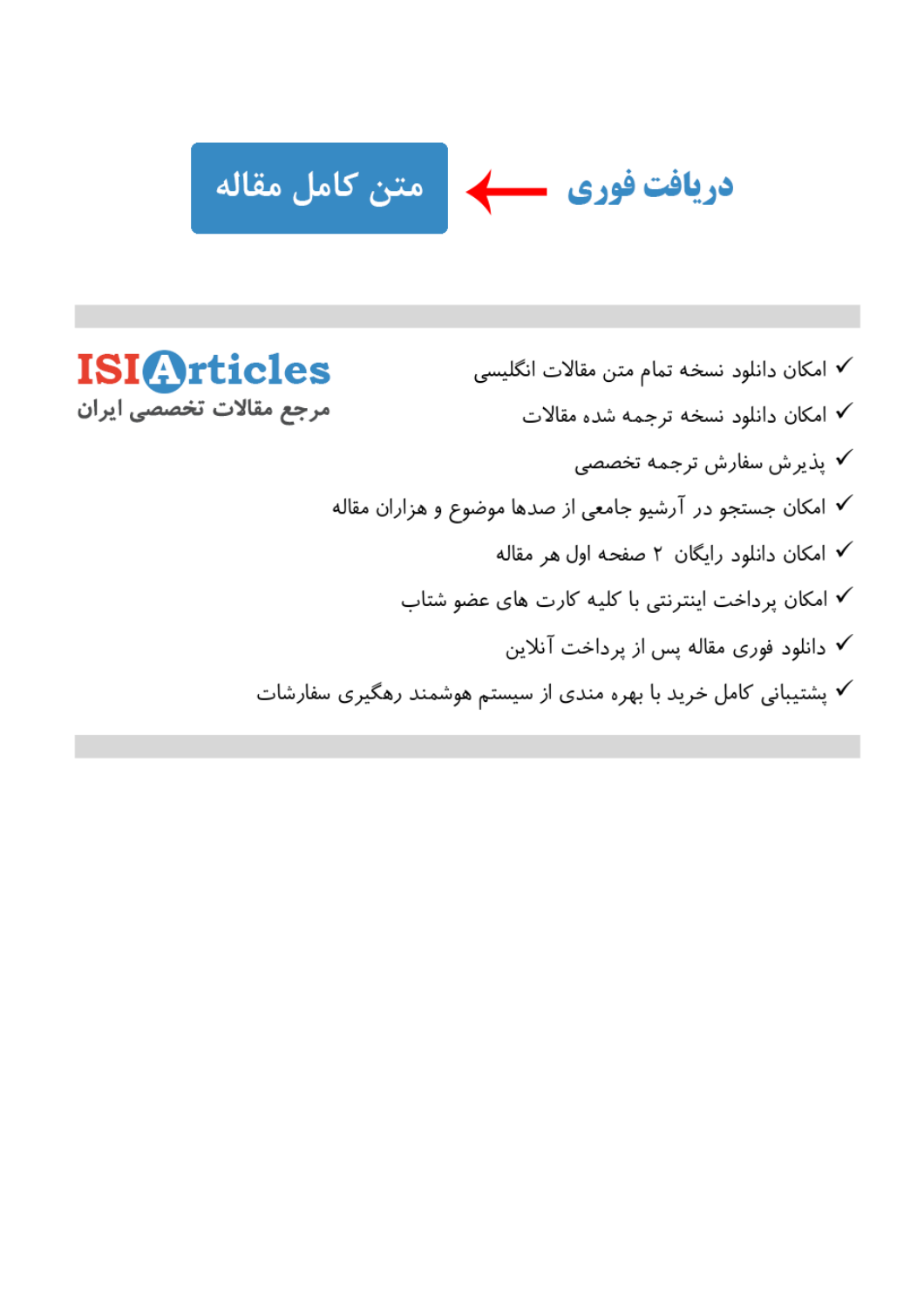دریافت فوری ← **متن کامل مقاله**

**ISIArticles**
مرجع مقالات تخصصی ایران

- ✓ امکان دانلود نسخه تمام متن مقالات انگلیسی
- ✓ امکان دانلود نسخه ترجمه شده مقالات
- ✓ پذیرش سفارش ترجمه تخصصی
- ✓ امکان جستجو در آرشیو جامعی از صدها موضوع و هزاران مقاله
- ✓ امکان دانلود رایگان ۲ صفحه اول هر مقاله
- ✓ امکان پرداخت اینترنتی با کلیه کارت های عضو شتاب
- ✓ دانلود فوری مقاله پس از پرداخت آنلاین
- ✓ پشتیبانی کامل خرید با بهره مندی از سیستم هوشمند رهگیری سفارشات